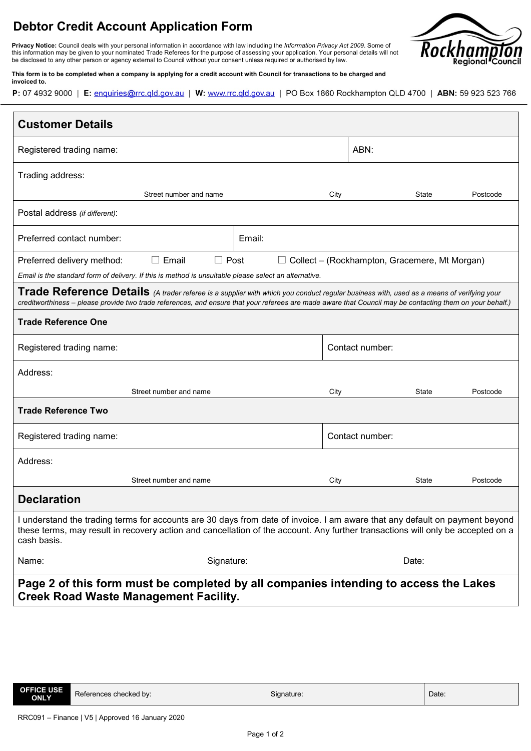# Debtor Credit Account Application Form

**Privacy Notice:** Council deals with your personal information in accordance with law including the *Information Privacy Act 2009*. Some of this information may be given to your nominated Trade Referees for the purpose of assessing your application. Your personal details will not be disclosed to any other person or agency external to Council without your consent unless required or authorised by law.

**This form is to be completed when a company is applying for a credit account with Council for transactions to be charged and invoiced to.**

**P:** 07 4932 9000 | **E:** enquiries@rrc.qld.gov.au | **W:** www.rrc.qld.gov.au | PO Box 1860 Rockhampton QLD 4700 | **ABN:** 59 923 523 766

## Customer Details

Registered trading name: | ABN:

Trading address:

Street number and name | City | State | Postcode

Postal address *(if different)*:

Preferred contact number: | Email:

Preferred delivery method: ☐ Email ☐ Post ☐ Collect – (Rockhampton, Gracemere, Mt Morgan)

*Email is the standard form of delivery. If this is method is unsuitable please select an alternative.*

## Trade Reference Details

*(A trader referee is a supplier with which you conduct regular business with, used as a means of verifying your creditworthiness – please provide two trade references, and ensure that your referees are made aware that Council may be contacting them on your behalf.)*

### Trade Reference One

Registered trading name: | Contact number:

Address:

Street number and name | City | State | Postcode

### Trade Reference Two

Registered trading name: | Contact number:

Address:

Street number and name | City | State | Postcode

## Declaration

I understand the trading terms for accounts are 30 days from date of invoice. I am aware that any default on payment beyond these terms, may result in recovery action and cancellation of the account. Any further transactions will only be accepted on a cash basis.

Name: | Signature: | Date:

**Page 2 of this form must be completed by all companies intending to access the Lakes Creek Road Waste Management Facility.**

| **OFFICE USE ONLY** | References checked by: | Signature: | Date: |
|---|---|---|---|

RRC091 – Finance | V5 | Approved 16 January 2020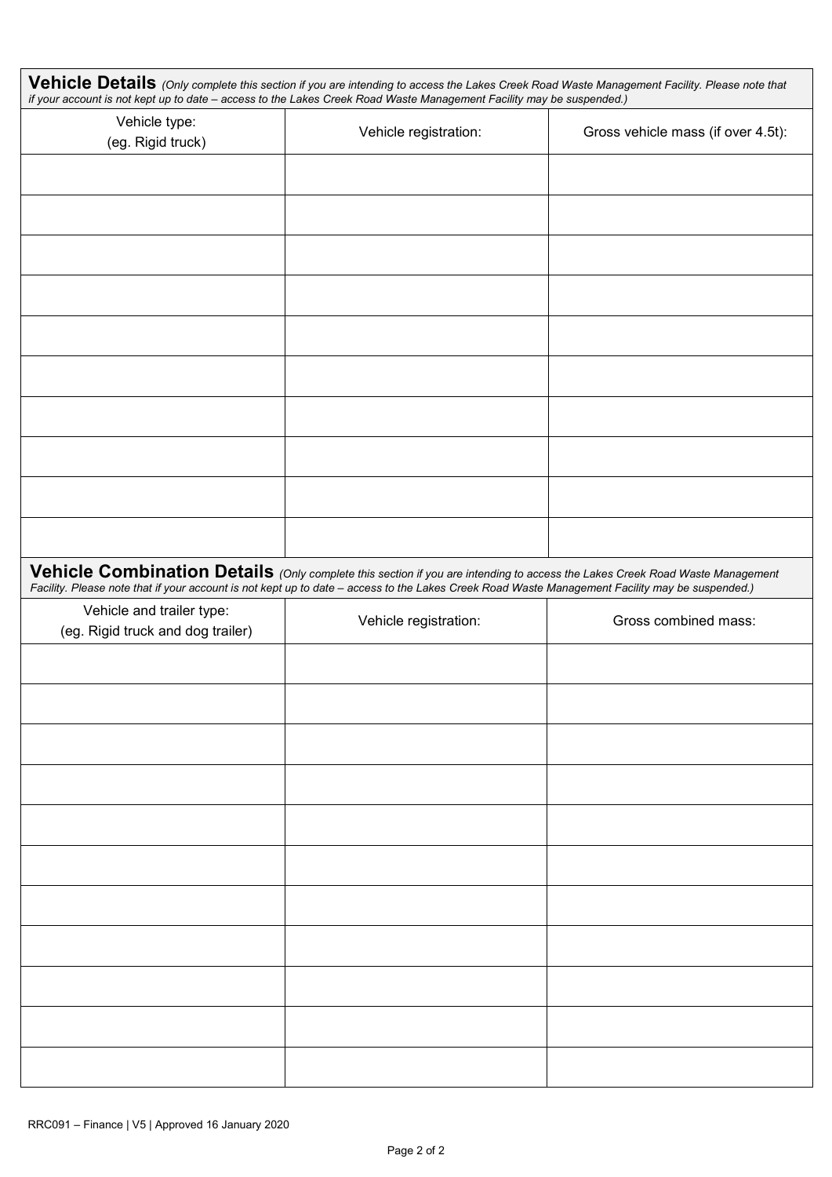**Vehicle Details** *(Only complete this section if you are intending to access the Lakes Creek Road Waste Management Facility. Please note that if your account is not kept up to date – access to the Lakes Creek Road Waste Management Facility may be suspended.)*

| Vehicle type: (eg. Rigid truck) | Vehicle registration: | Gross vehicle mass (if over 4.5t): |
|---|---|---|
| | | |
| | | |
| | | |
| | | |
| | | |
| | | |
| | | |
| | | |
| | | |
| | | |

**Vehicle Combination Details** *(Only complete this section if you are intending to access the Lakes Creek Road Waste Management Facility. Please note that if your account is not kept up to date – access to the Lakes Creek Road Waste Management Facility may be suspended.)*

| Vehicle and trailer type: (eg. Rigid truck and dog trailer) | Vehicle registration: | Gross combined mass: |
|---|---|---|
| | | |
| | | |
| | | |
| | | |
| | | |
| | | |
| | | |
| | | |
| | | |
| | | |
| | | |

RRC091 – Finance | V5 | Approved 16 January 2020